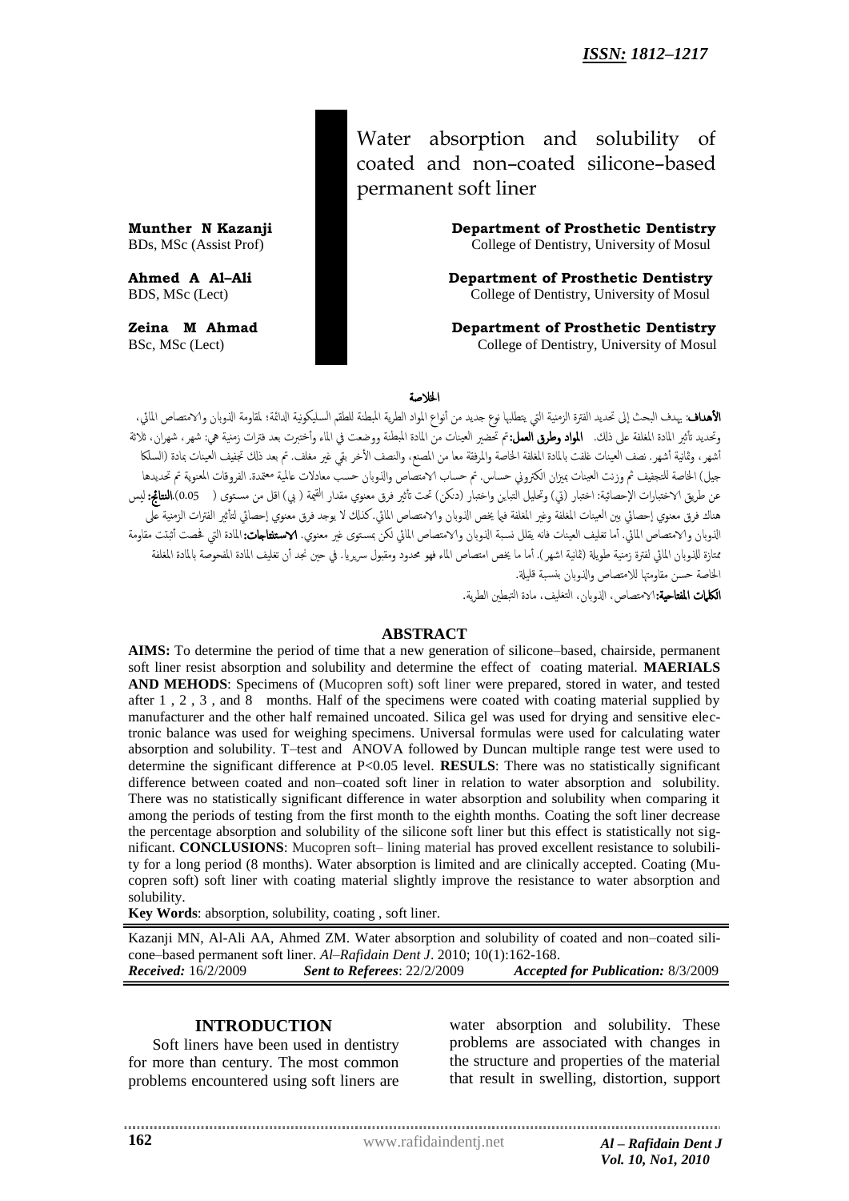ISSN: 1812–1217

# Water absorption and solubility of coated and non–coated silicone–based permanent soft liner

**Munther N Kazanji**
BDs, MSc (Assist Prof)
**Department of Prosthetic Dentistry**
College of Dentistry, University of Mosul

**Ahmed A Al–Ali**
BDS, MSc (Lect)
**Department of Prosthetic Dentistry**
College of Dentistry, University of Mosul

**Zeina M Ahmad**
BSc, MSc (Lect)
**Department of Prosthetic Dentistry**
College of Dentistry, University of Mosul

## الخلاصة

**الأهداف:** يهدف البحث إلى تحديد الفترة الزمنية التي يتطلبها نوع جديد من أنواع المواد الطرية المبطنة للطقم السليكونية الدائمة؛ لمقاومة الذوبان والامتصاص المائي، وتحديد تأثير المادة المغلفة على ذلك. **المواد وطرق العمل:** تم تحضير العينات من المادة المبطنة ووضعت في الماء واختبرت بعد فترات زمنية هي: شهر، شهران، ثلاثة أشهر، وثمانية أشهر. نصف العينات غلفت بالمادة المغلفة الخاصة والمرفقة معا من المصنع، والنصف الآخر بقي غير مغلف. تم بعد ذلك تجفيف العينات بمادة (السلكا جيل) الخاصة للتجفيف ثم وزنت العينات بميزان الكتروني حساس. تم حساب الامتصاص والذوبان حسب معادلات عالمية معتمدة. الفروقات المعنوية تم تحديدها عن طريق الاختبارات الإحصائية: اختبار (تي) وتحليل التباين واختبار (دنكن) تحت تأثير فرق معنوي مقدار القيمة ( پي) اقل من مستوى ( 0.05). **النتائج:** ليس هناك فرق معنوي إحصائي بين العينات المغلفة وغير المغلفة فيما يخص الذوبان والامتصاص المائي. كذلك لا يوجد فرق معنوي إحصائي لتأثير الفترات الزمنية على الذوبان والامتصاص المائي. أما تغليف العينات فانه يقلل نسبة الذوبان والامتصاص المائي لكن بمستوى غير معنوي. **الاستنتاجات:** المادة التي فحصت أثبتت مقاومة ممتازة للذوبان المائي لفترة زمنية طويلة (ثمانية اشهر). أما ما يخص امتصاص الماء فهو محدود ومقبول سريريا. في حين نجد أن تغليف المادة المفحوصة بالمادة المغلفة الخاصة حسن مقاومتها للامتصاص والذوبان بنسبة قليلة.

**الكلمات المفتاحية:** الامتصاص، الذوبان، التغليف، مادة التبطين الطرية.

## ABSTRACT

**AIMS:** To determine the period of time that a new generation of silicone–based, chairside, permanent soft liner resist absorption and solubility and determine the effect of coating material. **MAERIALS AND MEHODS**: Specimens of (Mucopren soft) soft liner were prepared, stored in water, and tested after 1 , 2 , 3 , and 8 months. Half of the specimens were coated with coating material supplied by manufacturer and the other half remained uncoated. Silica gel was used for drying and sensitive electronic balance was used for weighing specimens. Universal formulas were used for calculating water absorption and solubility. T–test and ANOVA followed by Duncan multiple range test were used to determine the significant difference at $P<0.05$ level. **RESULS**: There was no statistically significant difference between coated and non–coated soft liner in relation to water absorption and solubility. There was no statistically significant difference in water absorption and solubility when comparing it among the periods of testing from the first month to the eighth months. Coating the soft liner decrease the percentage absorption and solubility of the silicone soft liner but this effect is statistically not significant. **CONCLUSIONS**: Mucopren soft– lining material has proved excellent resistance to solubility for a long period (8 months). Water absorption is limited and are clinically accepted. Coating (Mucopren soft) soft liner with coating material slightly improve the resistance to water absorption and solubility.

**Key Words**: absorption, solubility, coating , soft liner.

Kazanji MN, Al-Ali AA, Ahmed ZM. Water absorption and solubility of coated and non–coated silicone–based permanent soft liner. *Al–Rafidain Dent J*. 2010; 10(1):162-168.
***Received:*** 16/2/2009 ***Sent to Referees***: 22/2/2009 ***Accepted for Publication:*** 8/3/2009

## INTRODUCTION

Soft liners have been used in dentistry for more than century. The most common problems encountered using soft liners are water absorption and solubility. These problems are associated with changes in the structure and properties of the material that result in swelling, distortion, support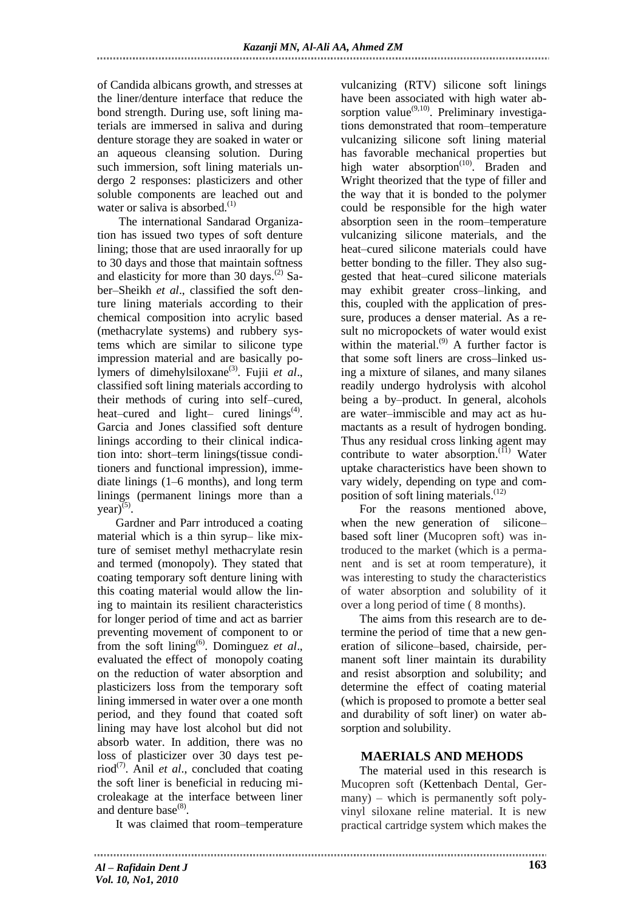of Candida albicans growth, and stresses at the liner/denture interface that reduce the bond strength. During use, soft lining materials are immersed in saliva and during denture storage they are soaked in water or an aqueous cleansing solution. During such immersion, soft lining materials undergo 2 responses: plasticizers and other soluble components are leached out and water or saliva is absorbed.[1]

The international Sandarad Organization has issued two types of soft denture lining; those that are used inraorally for up to 30 days and those that maintain softness and elasticity for more than 30 days.[2] Saber–Sheikh *et al*., classified the soft denture lining materials according to their chemical composition into acrylic based (methacrylate systems) and rubbery systems which are similar to silicone type impression material and are basically polymers of dimehylsiloxane[3]. Fujii *et al*., classified soft lining materials according to their methods of curing into self–cured, heat–cured and light– cured linings[4]. Garcia and Jones classified soft denture linings according to their clinical indication into: short–term linings(tissue conditioners and functional impression), immediate linings (1–6 months), and long term linings (permanent linings more than a year)[5].

Gardner and Parr introduced a coating material which is a thin syrup– like mixture of semiset methyl methacrylate resin and termed (monopoly). They stated that coating temporary soft denture lining with this coating material would allow the lining to maintain its resilient characteristics for longer period of time and act as barrier preventing movement of component to or from the soft lining[6]. Dominguez *et al*., evaluated the effect of monopoly coating on the reduction of water absorption and plasticizers loss from the temporary soft lining immersed in water over a one month period, and they found that coated soft lining may have lost alcohol but did not absorb water. In addition, there was no loss of plasticizer over 30 days test period[7]. Anil *et al*., concluded that coating the soft liner is beneficial in reducing microleakage at the interface between liner and denture base[8].

It was claimed that room–temperature vulcanizing (RTV) silicone soft linings have been associated with high water absorption value[9,10]. Preliminary investigations demonstrated that room–temperature vulcanizing silicone soft lining material has favorable mechanical properties but high water absorption[10]. Braden and Wright theorized that the type of filler and the way that it is bonded to the polymer could be responsible for the high water absorption seen in the room–temperature vulcanizing silicone materials, and the heat–cured silicone materials could have better bonding to the filler. They also suggested that heat–cured silicone materials may exhibit greater cross–linking, and this, coupled with the application of pressure, produces a denser material. As a result no micropockets of water would exist within the material.[9] A further factor is that some soft liners are cross–linked using a mixture of silanes, and many silanes readily undergo hydrolysis with alcohol being a by–product. In general, alcohols are water–immiscible and may act as humactants as a result of hydrogen bonding. Thus any residual cross linking agent may contribute to water absorption.[11] Water uptake characteristics have been shown to vary widely, depending on type and composition of soft lining materials.[12]

For the reasons mentioned above, when the new generation of silicone–based soft liner (Mucopren soft) was introduced to the market (which is a permanent and is set at room temperature), it was interesting to study the characteristics of water absorption and solubility of it over a long period of time ( 8 months).

The aims from this research are to determine the period of time that a new generation of silicone–based, chairside, permanent soft liner maintain its durability and resist absorption and solubility; and determine the effect of coating material (which is proposed to promote a better seal and durability of soft liner) on water absorption and solubility.

## MAERIALS AND MEHODS

The material used in this research is Mucopren soft (Kettenbach Dental, Germany) – which is permanently soft polyvinyl siloxane reline material. It is new practical cartridge system which makes the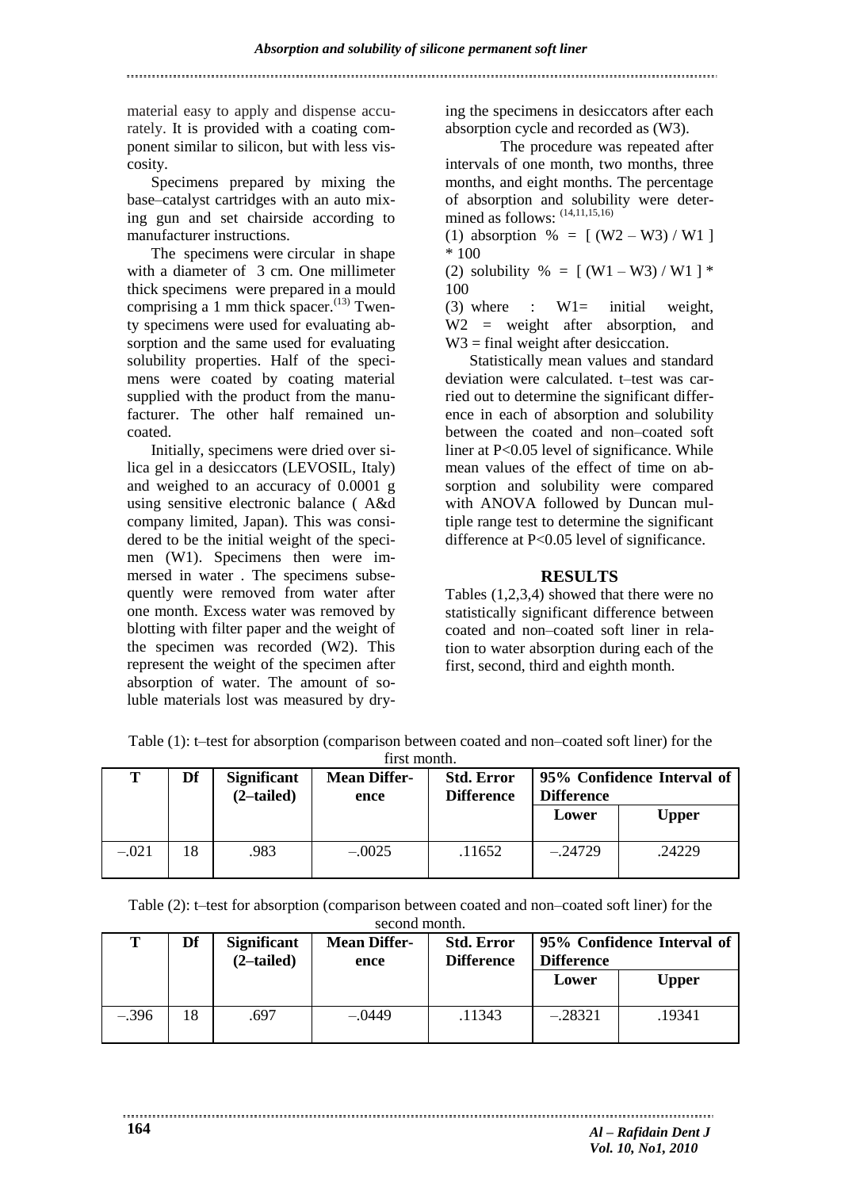material easy to apply and dispense accurately. It is provided with a coating component similar to silicon, but with less viscosity.

Specimens prepared by mixing the base–catalyst cartridges with an auto mixing gun and set chairside according to manufacturer instructions.

The specimens were circular in shape with a diameter of 3 cm. One millimeter thick specimens were prepared in a mould comprising a 1 mm thick spacer.[13] Twenty specimens were used for evaluating absorption and the same used for evaluating solubility properties. Half of the specimens were coated by coating material supplied with the product from the manufacturer. The other half remained uncoated.

Initially, specimens were dried over silica gel in a desiccators (LEVOSIL, Italy) and weighed to an accuracy of 0.0001 g using sensitive electronic balance ( A&d company limited, Japan). This was considered to be the initial weight of the specimen (W1). Specimens then were immersed in water . The specimens subsequently were removed from water after one month. Excess water was removed by blotting with filter paper and the weight of the specimen was recorded (W2). This represent the weight of the specimen after absorption of water. The amount of soluble materials lost was measured by drying the specimens in desiccators after each absorption cycle and recorded as (W3).

The procedure was repeated after intervals of one month, two months, three months, and eight months. The percentage of absorption and solubility were determined as follows: [14,11,15,16]

(1) absorption % = [ (W2 – W3) / W1 ] * 100

(2) solubility % = [ (W1 – W3) / W1 ] * 100

(3) where : W1= initial weight, W2 = weight after absorption, and W3 = final weight after desiccation.

Statistically mean values and standard deviation were calculated. t–test was carried out to determine the significant difference in each of absorption and solubility between the coated and non–coated soft liner at $P<0.05$ level of significance. While mean values of the effect of time on absorption and solubility were compared with ANOVA followed by Duncan multiple range test to determine the significant difference at $P<0.05$ level of significance.

## RESULTS

Tables (1,2,3,4) showed that there were no statistically significant difference between coated and non–coated soft liner in relation to water absorption during each of the first, second, third and eighth month.

Table (1): t–test for absorption (comparison between coated and non–coated soft liner) for the first month.

| T | Df | Significant (2–tailed) | Mean Difference | Std. Error Difference | 95% Confidence Interval of Difference | |
|---|---|---|---|---|---|---|
| | | | | | Lower | Upper |
| –.021 | 18 | .983 | –.0025 | .11652 | –.24729 | .24229 |

Table (2): t–test for absorption (comparison between coated and non–coated soft liner) for the second month.

| T | Df | Significant (2–tailed) | Mean Difference | Std. Error Difference | 95% Confidence Interval of Difference | |
|---|---|---|---|---|---|---|
| | | | | | Lower | Upper |
| –.396 | 18 | .697 | –.0449 | .11343 | –.28321 | .19341 |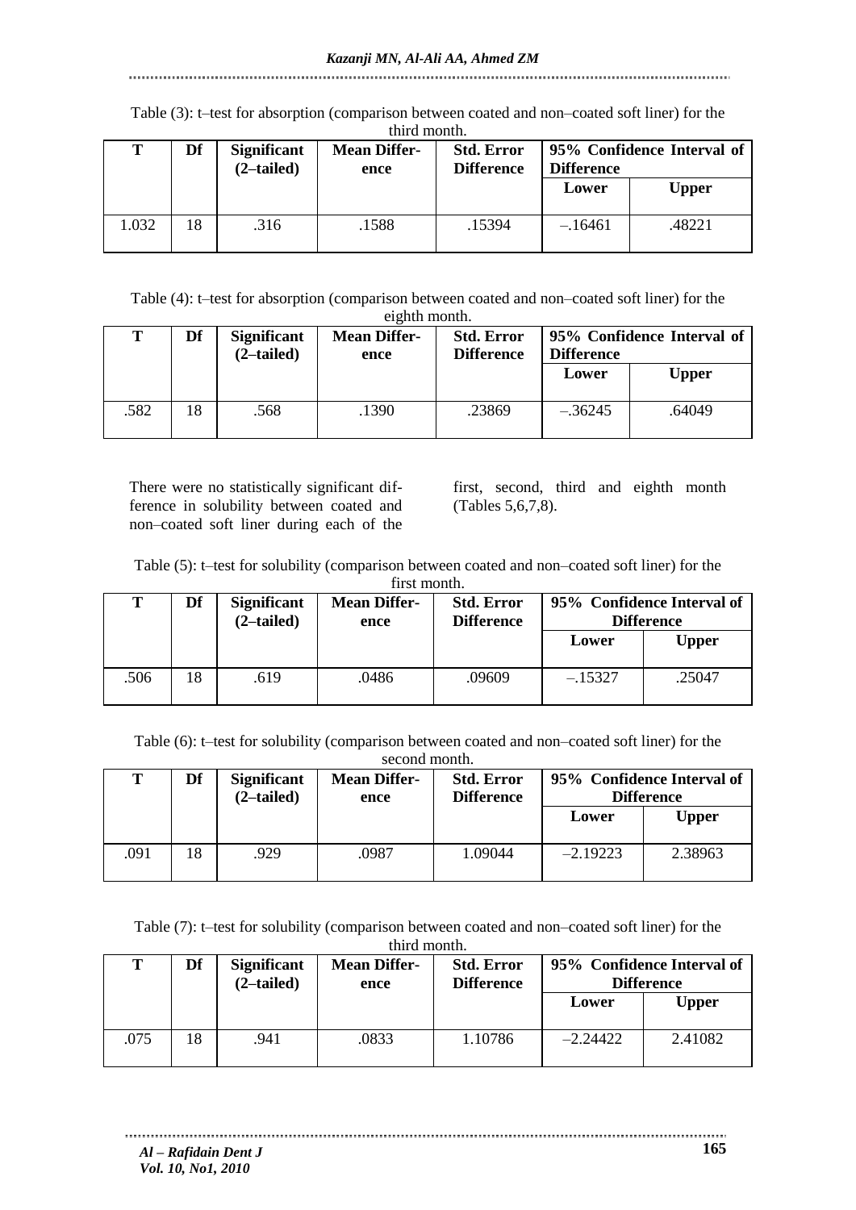Table (3): t–test for absorption (comparison between coated and non–coated soft liner) for the third month.

| T | Df | Significant (2–tailed) | Mean Difference | Std. Error Difference | 95% Confidence Interval of Difference | |
|---|---|---|---|---|---|---|
| | | | | | Lower | Upper |
| 1.032 | 18 | .316 | .1588 | .15394 | –.16461 | .48221 |

Table (4): t–test for absorption (comparison between coated and non–coated soft liner) for the eighth month.

| T | Df | Significant (2–tailed) | Mean Difference | Std. Error Difference | 95% Confidence Interval of Difference | |
|---|---|---|---|---|---|---|
| | | | | | Lower | Upper |
| .582 | 18 | .568 | .1390 | .23869 | –.36245 | .64049 |

There were no statistically significant difference in solubility between coated and non–coated soft liner during each of the first, second, third and eighth month (Tables 5,6,7,8).

Table (5): t–test for solubility (comparison between coated and non–coated soft liner) for the first month.

| T | Df | Significant (2–tailed) | Mean Difference | Std. Error Difference | 95% Confidence Interval of Difference | |
|---|---|---|---|---|---|---|
| | | | | | Lower | Upper |
| .506 | 18 | .619 | .0486 | .09609 | –.15327 | .25047 |

Table (6): t–test for solubility (comparison between coated and non–coated soft liner) for the second month.

| T | Df | Significant (2–tailed) | Mean Difference | Std. Error Difference | 95% Confidence Interval of Difference | |
|---|---|---|---|---|---|---|
| | | | | | Lower | Upper |
| .091 | 18 | .929 | .0987 | 1.09044 | –2.19223 | 2.38963 |

Table (7): t–test for solubility (comparison between coated and non–coated soft liner) for the third month.

| T | Df | Significant (2–tailed) | Mean Difference | Std. Error Difference | 95% Confidence Interval of Difference | |
|---|---|---|---|---|---|---|
| | | | | | Lower | Upper |
| .075 | 18 | .941 | .0833 | 1.10786 | –2.24422 | 2.41082 |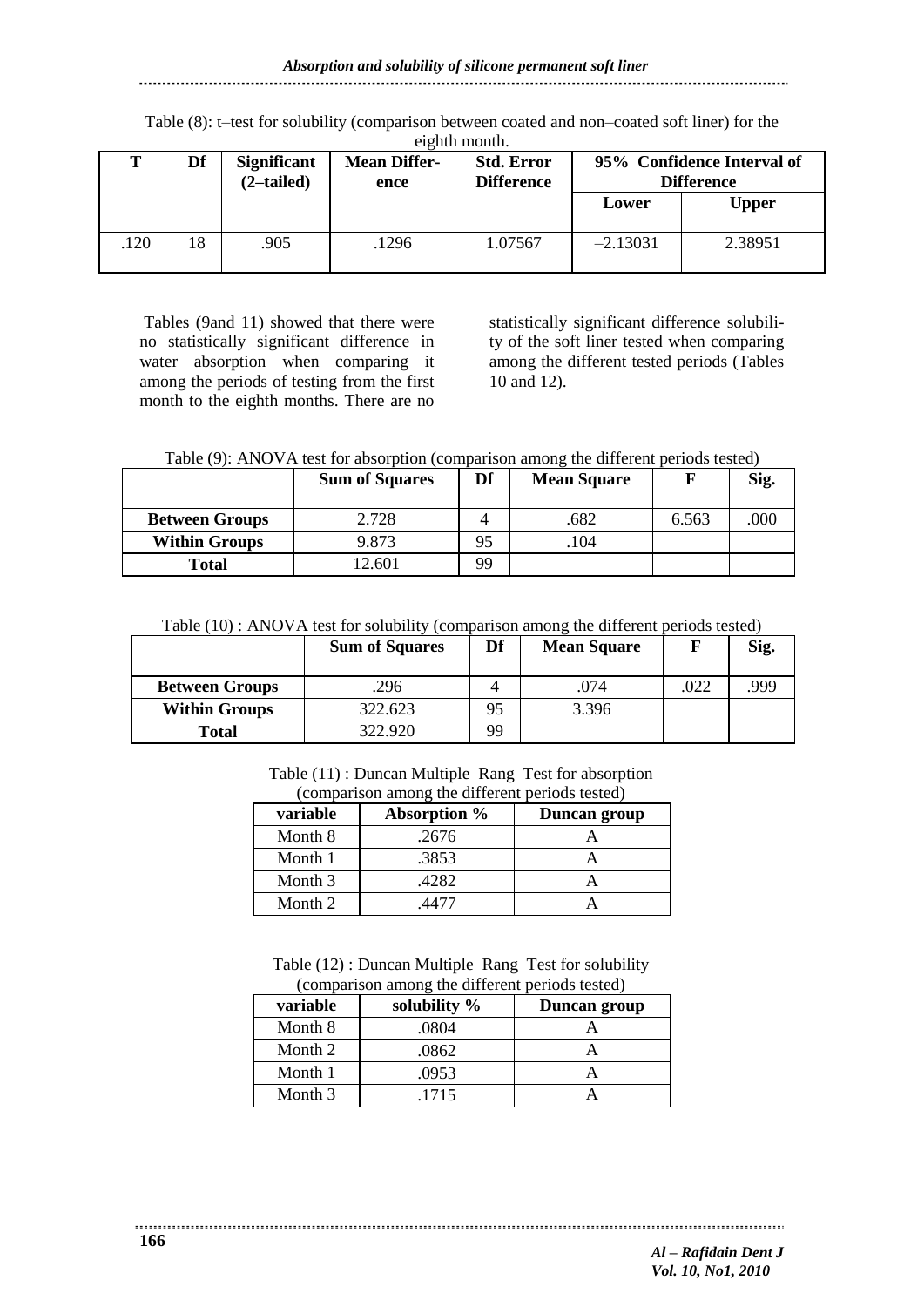Table (8): t–test for solubility (comparison between coated and non–coated soft liner) for the eighth month.

| T | Df | Significant (2–tailed) | Mean Difference | Std. Error Difference | 95% Confidence Interval of the Difference | |
|---|---|---|---|---|---|---|
| | | | | | Lower | Upper |
| .120 | 18 | .905 | .1296 | 1.07567 | –2.13031 | 2.38951 |

Tables (9and 11) showed that there were no statistically significant difference in water absorption when comparing it among the periods of testing from the first month to the eighth months. There are no statistically significant difference solubility of the soft liner tested when comparing among the different tested periods (Tables 10 and 12).

Table (9): ANOVA test for absorption (comparison among the different periods tested)

| | Sum of Squares | Df | Mean Square | F | Sig. |
|---|---|---|---|---|---|
| **Between Groups** | 2.728 | 4 | .682 | 6.563 | .000 |
| **Within Groups** | 9.873 | 95 | .104 | | |
| **Total** | 12.601 | 99 | | | |

Table (10) : ANOVA test for solubility (comparison among the different periods tested)

| | Sum of Squares | Df | Mean Square | F | Sig. |
|---|---|---|---|---|---|
| **Between Groups** | .296 | 4 | .074 | .022 | .999 |
| **Within Groups** | 322.623 | 95 | 3.396 | | |
| **Total** | 322.920 | 99 | | | |

Table (11) : Duncan Multiple Rang Test for absorption (comparison among the different periods tested)

| variable | Absorption % | Duncan group |
|---|---|---|
| Month 8 | .2676 | A |
| Month 1 | .3853 | A |
| Month 3 | .4282 | A |
| Month 2 | .4477 | A |

Table (12) : Duncan Multiple Rang Test for solubility (comparison among the different periods tested)

| variable | solubility % | Duncan group |
|---|---|---|
| Month 8 | .0804 | A |
| Month 2 | .0862 | A |
| Month 1 | .0953 | A |
| Month 3 | .1715 | A |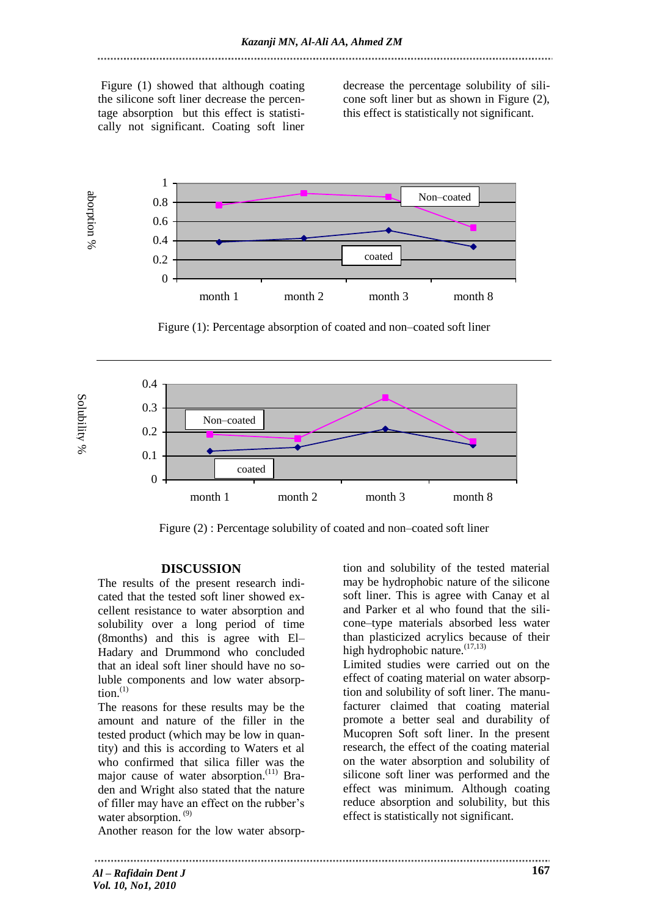Figure (1) showed that although coating the silicone soft liner decrease the percentage absorption but this effect is statistically not significant. Coating soft liner decrease the percentage solubility of silicone soft liner but as shown in Figure (2), this effect is statistically not significant.

Figure (1): Percentage absorption of coated and non–coated soft liner

Figure (2) : Percentage solubility of coated and non–coated soft liner

## DISCUSSION

The results of the present research indicated that the tested soft liner showed excellent resistance to water absorption and solubility over a long period of time (8months) and this is agree with El–Hadary and Drummond who concluded that an ideal soft liner should have no soluble components and low water absorption.[1]

The reasons for these results may be the amount and nature of the filler in the tested product (which may be low in quantity) and this is according to Waters et al who confirmed that silica filler was the major cause of water absorption.[11] Braden and Wright also stated that the nature of filler may have an effect on the rubber's water absorption. [9]

Another reason for the low water absorption and solubility of the tested material may be hydrophobic nature of the silicone soft liner. This is agree with Canay et al and Parker et al who found that the silicone–type materials absorbed less water than plasticized acrylics because of their high hydrophobic nature.[17,13]

Limited studies were carried out on the effect of coating material on water absorption and solubility of soft liner. The manufacturer claimed that coating material promote a better seal and durability of Mucopren Soft soft liner. In the present research, the effect of the coating material on the water absorption and solubility of silicone soft liner was performed and the effect was minimum. Although coating reduce absorption and solubility, but this effect is statistically not significant.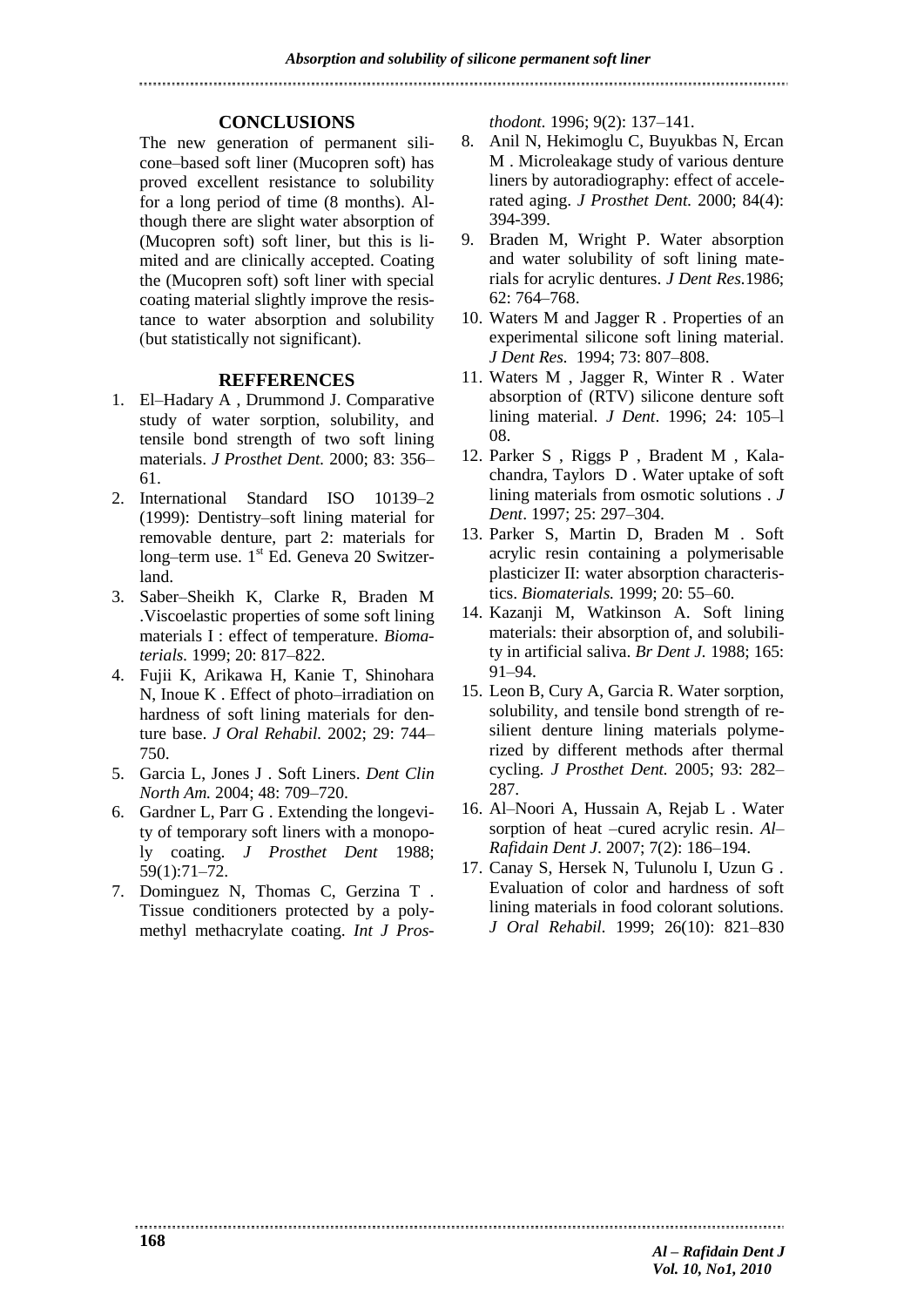## CONCLUSIONS

The new generation of permanent silicone–based soft liner (Mucopren soft) has proved excellent resistance to solubility for a long period of time (8 months). Although there are slight water absorption of (Mucopren soft) soft liner, but this is limited and are clinically accepted. Coating the (Mucopren soft) soft liner with special coating material slightly improve the resistance to water absorption and solubility (but statistically not significant).

## REFFERENCES

1. El–Hadary A , Drummond J. Comparative study of water sorption, solubility, and tensile bond strength of two soft lining materials. *J Prosthet Dent.* 2000; 83: 356–61.
2. International Standard ISO 10139–2 (1999): Dentistry–soft lining material for removable denture, part 2: materials for long–term use. 1st Ed. Geneva 20 Switzerland.
3. Saber–Sheikh K, Clarke R, Braden M .Viscoelastic properties of some soft lining materials I : effect of temperature. *Biomaterials.* 1999; 20: 817–822.
4. Fujii K, Arikawa H, Kanie T, Shinohara N, Inoue K . Effect of photo–irradiation on hardness of soft lining materials for denture base. *J Oral Rehabil.* 2002; 29: 744–750.
5. Garcia L, Jones J . Soft Liners. *Dent Clin North Am.* 2004; 48: 709–720.
6. Gardner L, Parr G . Extending the longevity of temporary soft liners with a monopoly coating. *J Prosthet Dent* 1988; 59(1):71–72.
7. Dominguez N, Thomas C, Gerzina T . Tissue conditioners protected by a polymethyl methacrylate coating. *Int J Prosthodont.* 1996; 9(2): 137–141.
8. Anil N, Hekimoglu C, Buyukbas N, Ercan M . Microleakage study of various denture liners by autoradiography: effect of accelerated aging. *J Prosthet Dent.* 2000; 84(4): 394-399.
9. Braden M, Wright P. Water absorption and water solubility of soft lining materials for acrylic dentures. *J Dent Res.*1986; 62: 764–768.
10. Waters M and Jagger R . Properties of an experimental silicone soft lining material. *J Dent Res.* 1994; 73: 807–808.
11. Waters M , Jagger R, Winter R . Water absorption of (RTV) silicone denture soft lining material. *J Dent*. 1996; 24: 105–l 08.
12. Parker S , Riggs P , Bradent M , Kalachandra, Taylors D . Water uptake of soft lining materials from osmotic solutions . *J Dent*. 1997; 25: 297–304.
13. Parker S, Martin D, Braden M . Soft acrylic resin containing a polymerisable plasticizer II: water absorption characteristics. *Biomaterials.* 1999; 20: 55–60.
14. Kazanji M, Watkinson A. Soft lining materials: their absorption of, and solubility in artificial saliva. *Br Dent J.* 1988; 165: 91–94.
15. Leon B, Cury A, Garcia R. Water sorption, solubility, and tensile bond strength of resilient denture lining materials polymerized by different methods after thermal cycling. *J Prosthet Dent.* 2005; 93: 282–287.
16. Al–Noori A, Hussain A, Rejab L . Water sorption of heat –cured acrylic resin. *Al–Rafidain Dent J*. 2007; 7(2): 186–194.
17. Canay S, Hersek N, Tulunolu I, Uzun G . Evaluation of color and hardness of soft lining materials in food colorant solutions. *J Oral Rehabil.* 1999; 26(10): 821–830